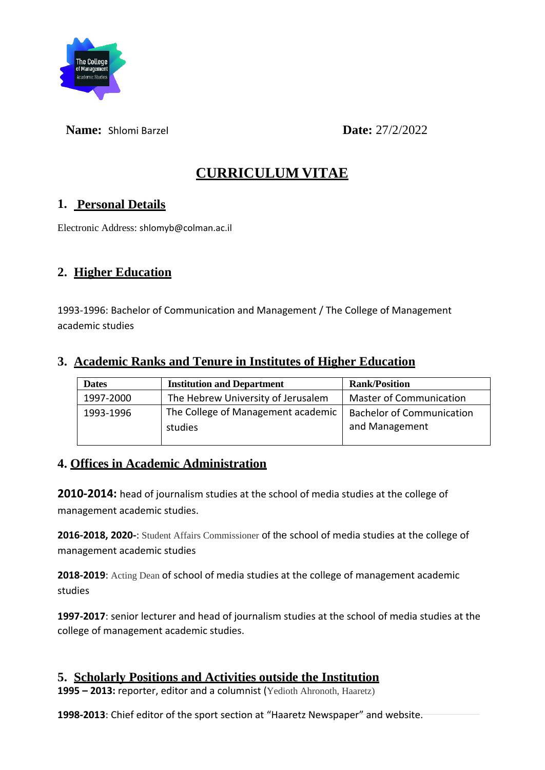**Name:** Shlomi Barzel **Date:** 27/2/2022

# CURRICULUM VITAE

## 1. Personal Details

Electronic Address: shlomyb@colman.ac.il

## 2. Higher Education

1993-1996: Bachelor of Communication and Management / The College of Management academic studies

## 3. Academic Ranks and Tenure in Institutes of Higher Education

| Dates | Institution and Department | Rank/Position |
|---|---|---|
| 1997-2000 | The Hebrew University of Jerusalem | Master of Communication |
| 1993-1996 | The College of Management academic studies | Bachelor of Communication and Management |

## 4. Offices in Academic Administration

**2010-2014:** head of journalism studies at the school of media studies at the college of management academic studies.

**2016-2018, 2020-**: Student Affairs Commissioner of the school of media studies at the college of management academic studies

**2018-2019**: Acting Dean of school of media studies at the college of management academic studies

**1997-2017**: senior lecturer and head of journalism studies at the school of media studies at the college of management academic studies.

## 5. Scholarly Positions and Activities outside the Institution

**1995 – 2013:** reporter, editor and a columnist (Yedioth Ahronoth, Haaretz)

**1998-2013**: Chief editor of the sport section at "Haaretz Newspaper" and website.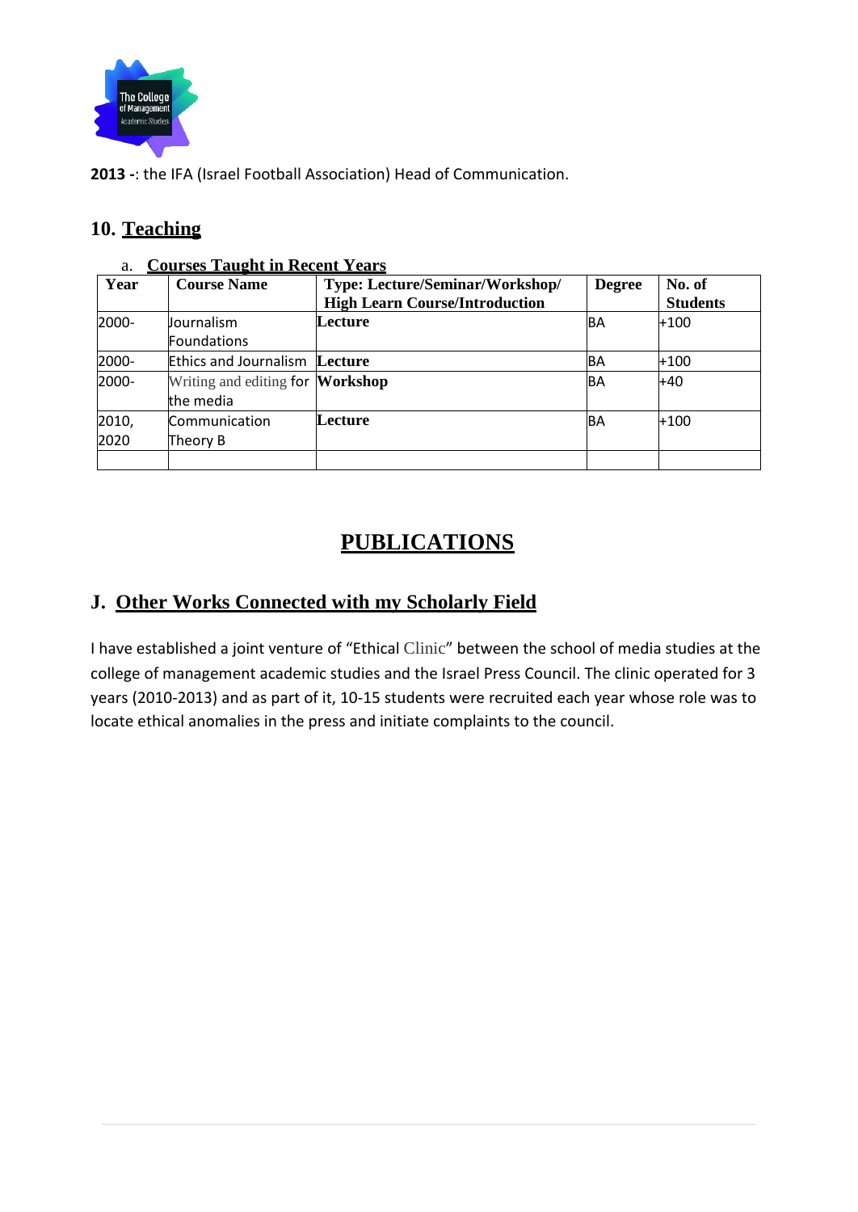**2013 -**: the IFA (Israel Football Association) Head of Communication.

## 10. Teaching

a. **Courses Taught in Recent Years**

| Year | Course Name | Type: Lecture/Seminar/Workshop/ High Learn Course/Introduction | Degree | No. of Students |
|---|---|---|---|---|
| 2000- | Journalism Foundations | Lecture | BA | +100 |
| 2000- | Ethics and Journalism | Lecture | BA | +100 |
| 2000- | Writing and editing for the media | Workshop | BA | +40 |
| 2010, 2020 | Communication Theory B | Lecture | BA | +100 |
| | | | | |

# PUBLICATIONS

## J. Other Works Connected with my Scholarly Field

I have established a joint venture of "Ethical Clinic" between the school of media studies at the college of management academic studies and the Israel Press Council. The clinic operated for 3 years (2010-2013) and as part of it, 10-15 students were recruited each year whose role was to locate ethical anomalies in the press and initiate complaints to the council.